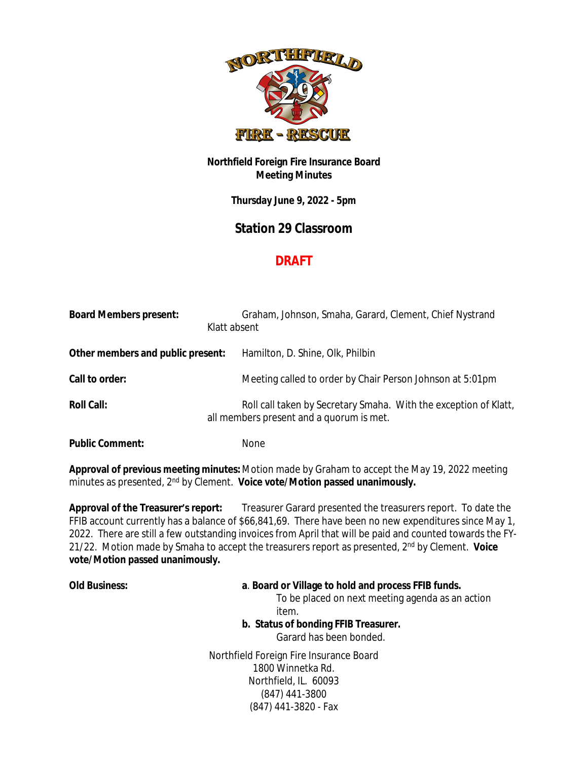**Northfield Foreign Fire Insurance Board**
**Meeting Minutes**

**Thursday June 9, 2022 - 5pm**

## Station 29 Classroom

## DRAFT

**Board Members present:** Graham, Johnson, Smaha, Garard, Clement, Chief Nystrand
Klatt absent

**Other members and public present:** Hamilton, D. Shine, Olk, Philbin

**Call to order:** Meeting called to order by Chair Person Johnson at 5:01pm

**Roll Call:** Roll call taken by Secretary Smaha. With the exception of Klatt, all members present and a quorum is met.

**Public Comment:** None

**Approval of previous meeting minutes:** Motion made by Graham to accept the May 19, 2022 meeting minutes as presented, 2nd by Clement. **Voice vote/Motion passed unanimously.**

**Approval of the Treasurer's report:** Treasurer Garard presented the treasurers report. To date the FFIB account currently has a balance of $66,841,69. There have been no new expenditures since May 1, 2022. There are still a few outstanding invoices from April that will be paid and counted towards the FY-21/22. Motion made by Smaha to accept the treasurers report as presented, 2nd by Clement. **Voice vote/Motion passed unanimously.**

**Old Business:**

**a**. **Board or Village to hold and process FFIB funds.**
To be placed on next meeting agenda as an action item.

**b. Status of bonding FFIB Treasurer.**
Garard has been bonded.

Northfield Foreign Fire Insurance Board
1800 Winnetka Rd.
Northfield, IL. 60093
(847) 441-3800
(847) 441-3820 - Fax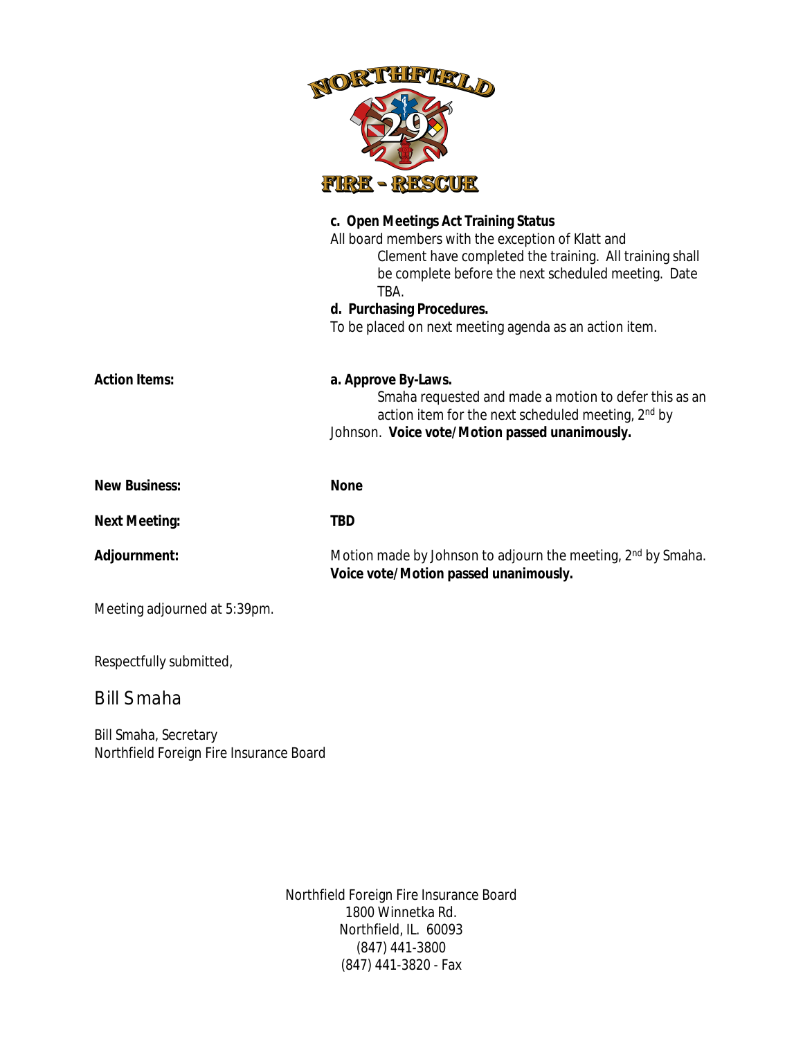**c. Open Meetings Act Training Status**

All board members with the exception of Klatt and Clement have completed the training. All training shall be complete before the next scheduled meeting. Date TBA.

**d. Purchasing Procedures.**

To be placed on next meeting agenda as an action item.

**Action Items:**

**a. Approve By-Laws.**

Smaha requested and made a motion to defer this as an action item for the next scheduled meeting, 2nd by Johnson. **Voice vote/Motion passed unanimously.**

**New Business:** **None**

**Next Meeting:** **TBD**

**Adjournment:** Motion made by Johnson to adjourn the meeting, 2nd by Smaha. **Voice vote/Motion passed unanimously.**

Meeting adjourned at 5:39pm.

Respectfully submitted,

Bill Smaha

Bill Smaha, Secretary
Northfield Foreign Fire Insurance Board

Northfield Foreign Fire Insurance Board
1800 Winnetka Rd.
Northfield, IL. 60093
(847) 441-3800
(847) 441-3820 - Fax